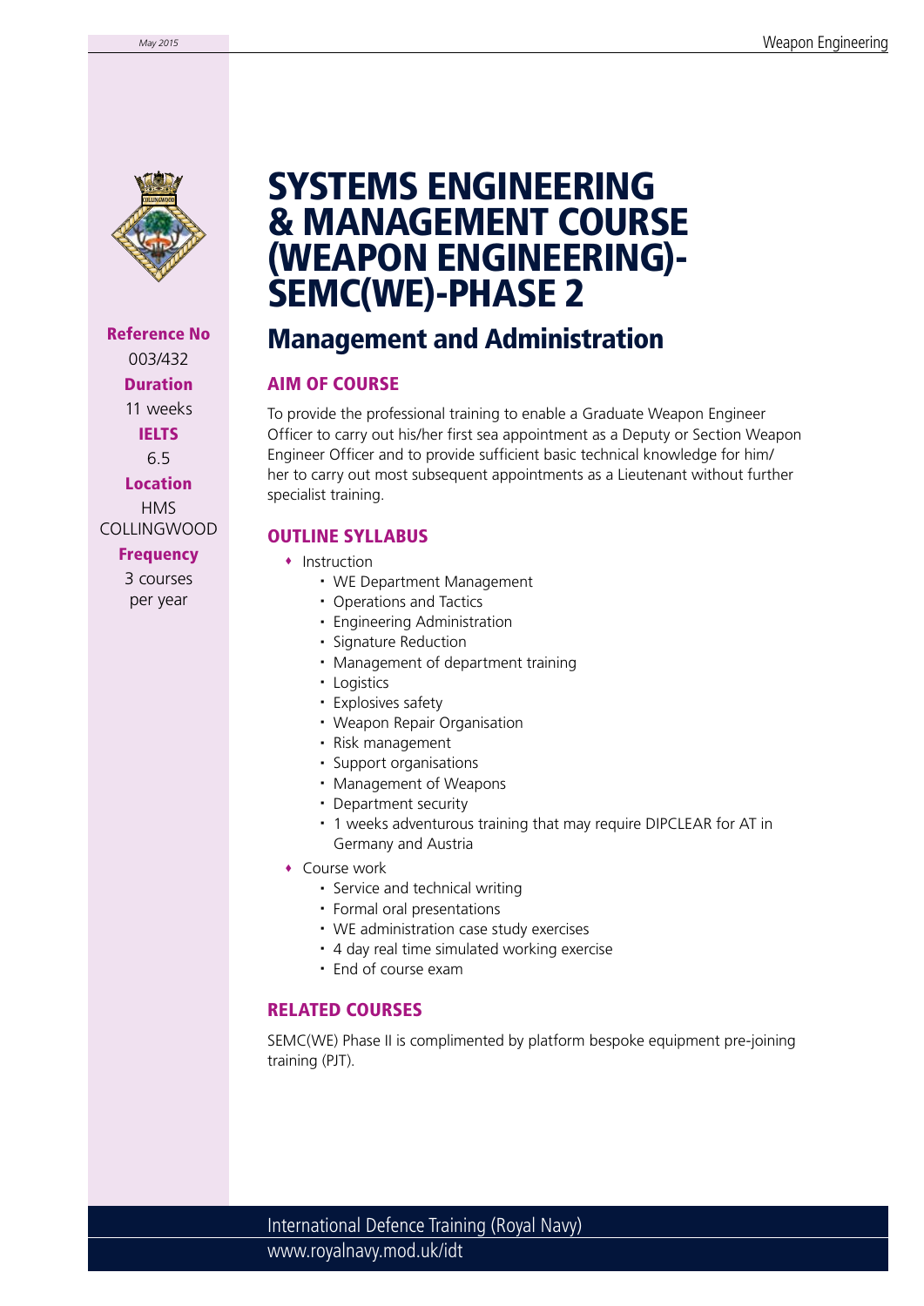# SYSTEMS ENGINEERING & MANAGEMENT COURSE (WEAPON ENGINEERING)- SEMC(WE)-PHASE 2

## Management and Administration

**Reference No**
003/432

**Duration**
11 weeks

**IELTS**
6.5

**Location**
HMS COLLINGWOOD

**Frequency**
3 courses per year

### AIM OF COURSE

To provide the professional training to enable a Graduate Weapon Engineer Officer to carry out his/her first sea appointment as a Deputy or Section Weapon Engineer Officer and to provide sufficient basic technical knowledge for him/her to carry out most subsequent appointments as a Lieutenant without further specialist training.

### OUTLINE SYLLABUS

- Instruction
  - WE Department Management
  - Operations and Tactics
  - Engineering Administration
  - Signature Reduction
  - Management of department training
  - Logistics
  - Explosives safety
  - Weapon Repair Organisation
  - Risk management
  - Support organisations
  - Management of Weapons
  - Department security
  - 1 weeks adventurous training that may require DIPCLEAR for AT in Germany and Austria
- Course work
  - Service and technical writing
  - Formal oral presentations
  - WE administration case study exercises
  - 4 day real time simulated working exercise
  - End of course exam

### RELATED COURSES

SEMC(WE) Phase II is complimented by platform bespoke equipment pre-joining training (PJT).

International Defence Training (Royal Navy)
www.royalnavy.mod.uk/idt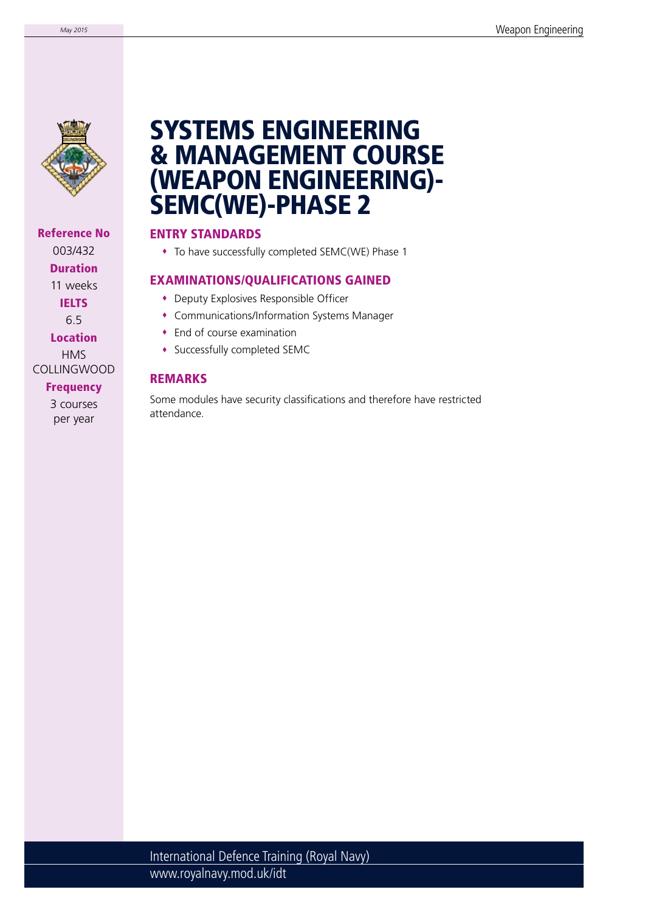# SYSTEMS ENGINEERING & MANAGEMENT COURSE (WEAPON ENGINEERING)-SEMC(WE)-PHASE 2

**Reference No**
003/432

**Duration**
11 weeks

**IELTS**
6.5

**Location**
HMS COLLINGWOOD

**Frequency**
3 courses per year

## ENTRY STANDARDS

- To have successfully completed SEMC(WE) Phase 1

## EXAMINATIONS/QUALIFICATIONS GAINED

- Deputy Explosives Responsible Officer
- Communications/Information Systems Manager
- End of course examination
- Successfully completed SEMC

## REMARKS

Some modules have security classifications and therefore have restricted attendance.